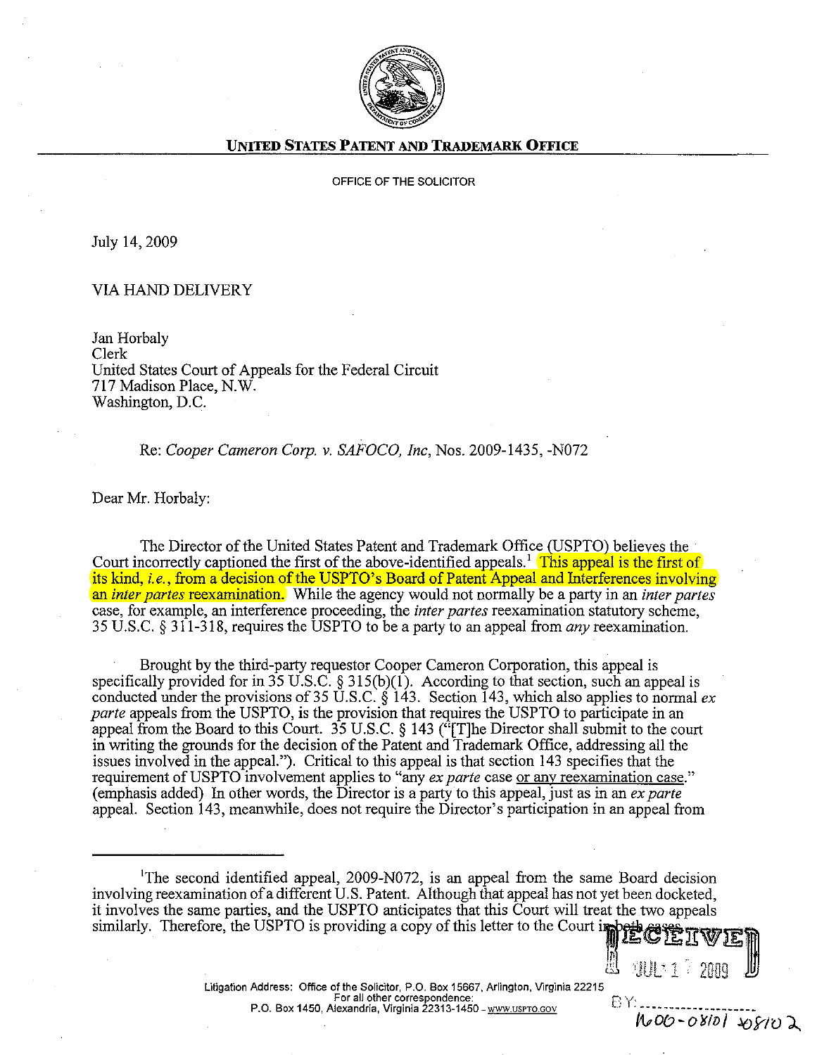**UNITED STATES PATENT AND TRADEMARK OFFICE**

OFFICE OF THE SOLICITOR

July 14, 2009

VIA HAND DELIVERY

Jan Horbaly
Clerk
United States Court of Appeals for the Federal Circuit
717 Madison Place, N.W.
Washington, D.C.

Re: *Cooper Cameron Corp. v. SAFOCO, Inc*, Nos. 2009-1435, -N072

Dear Mr. Horbaly:

The Director of the United States Patent and Trademark Office (USPTO) believes the Court incorrectly captioned the first of the above-identified appeals.[1] This appeal is the first of its kind, *i.e.*, from a decision of the USPTO's Board of Patent Appeal and Interferences involving an *inter partes* reexamination. While the agency would not normally be a party in an *inter partes* case, for example, an interference proceeding, the *inter partes* reexamination statutory scheme, 35 U.S.C. § 311-318, requires the USPTO to be a party to an appeal from *any* reexamination.

Brought by the third-party requestor Cooper Cameron Corporation, this appeal is specifically provided for in 35 U.S.C. § 315(b)(1). According to that section, such an appeal is conducted under the provisions of 35 U.S.C. § 143. Section 143, which also applies to normal *ex parte* appeals from the USPTO, is the provision that requires the USPTO to participate in an appeal from the Board to this Court. 35 U.S.C. § 143 ("[T]he Director shall submit to the court in writing the grounds for the decision of the Patent and Trademark Office, addressing all the issues involved in the appeal."). Critical to this appeal is that section 143 specifies that the requirement of USPTO involvement applies to "any *ex parte* case or any reexamination case." (emphasis added) In other words, the Director is a party to this appeal, just as in an *ex parte* appeal. Section 143, meanwhile, does not require the Director's participation in an appeal from

[1]The second identified appeal, 2009-N072, is an appeal from the same Board decision involving reexamination of a different U.S. Patent. Although that appeal has not yet been docketed, it involves the same parties, and the USPTO anticipates that this Court will treat the two appeals similarly. Therefore, the USPTO is providing a copy of this letter to the Court in both cases.

RECEIVED JUL 17 2009 BY:

1600-08101 08102

Litigation Address: Office of the Solicitor, P.O. Box 15667, Arlington, Virginia 22215
For all other correspondence:
P.O. Box 1450, Alexandria, Virginia 22313-1450 - www.uspto.gov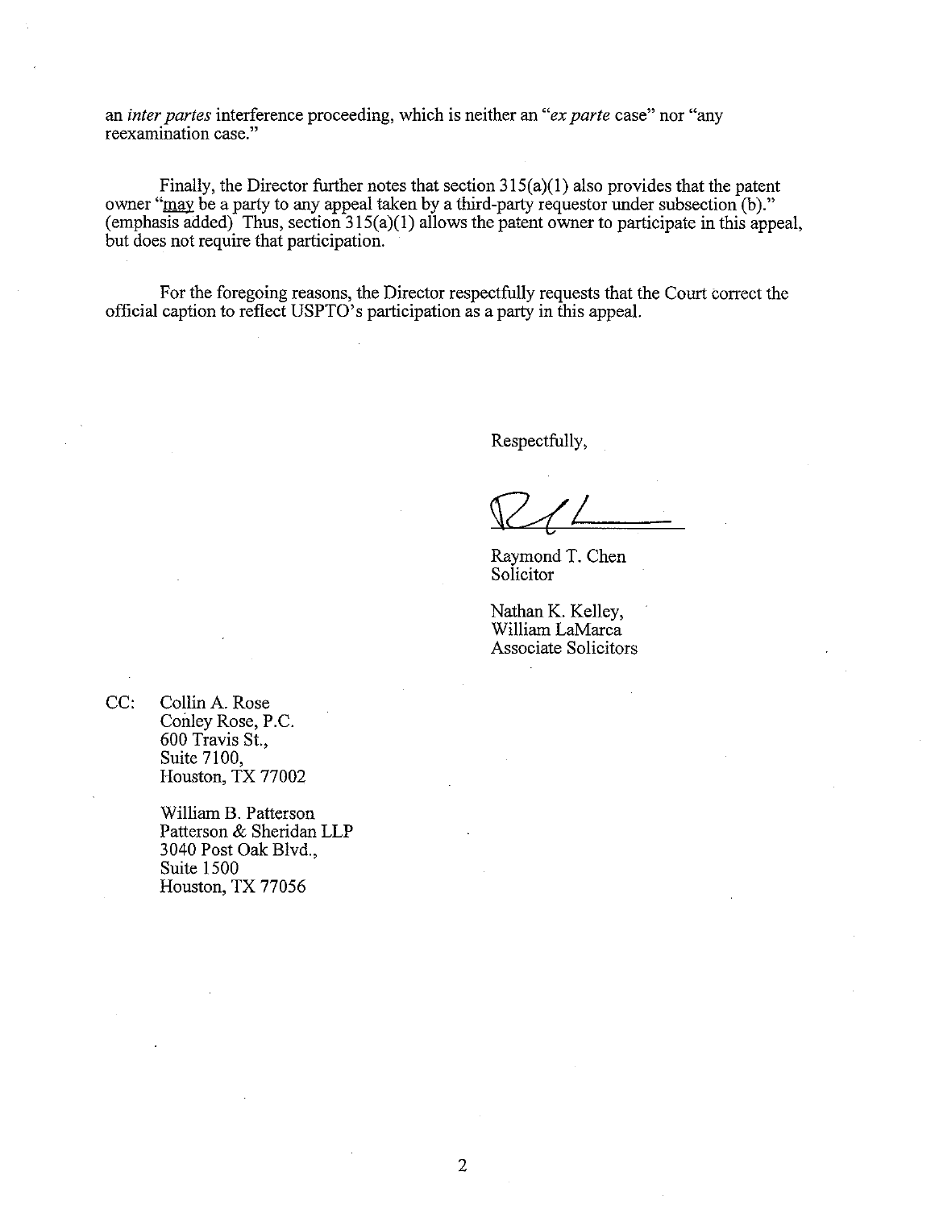an *inter partes* interference proceeding, which is neither an "*ex parte* case" nor "any reexamination case."

Finally, the Director further notes that section 315(a)(1) also provides that the patent owner "may be a party to any appeal taken by a third-party requestor under subsection (b)." (emphasis added) Thus, section 315(a)(1) allows the patent owner to participate in this appeal, but does not require that participation.

For the foregoing reasons, the Director respectfully requests that the Court correct the official caption to reflect USPTO's participation as a party in this appeal.

Respectfully,

Raymond T. Chen
Solicitor

Nathan K. Kelley,
William LaMarca
Associate Solicitors

CC: Collin A. Rose
Conley Rose, P.C.
600 Travis St.,
Suite 7100,
Houston, TX 77002

William B. Patterson
Patterson & Sheridan LLP
3040 Post Oak Blvd.,
Suite 1500
Houston, TX 77056